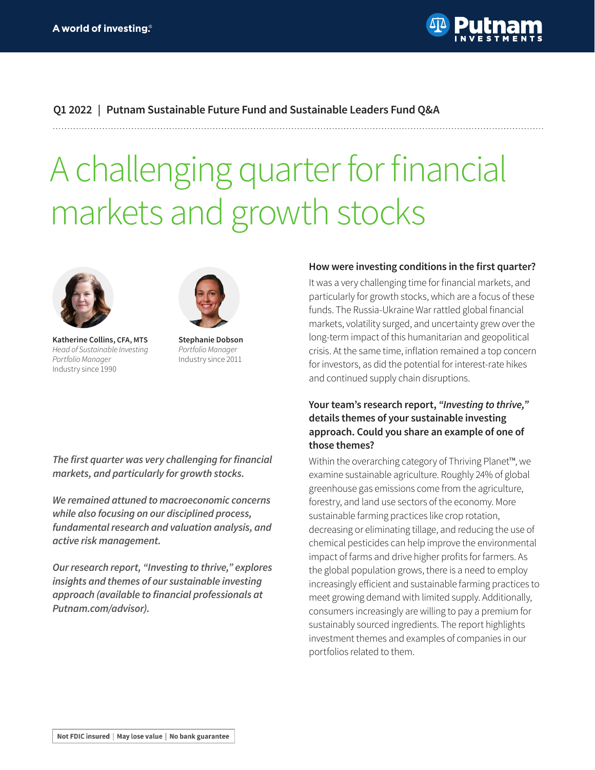A world of investing.®

Putnam INVESTMENTS

**Q1 2022 | Putnam Sustainable Future Fund and Sustainable Leaders Fund Q&A**

# A challenging quarter for financial markets and growth stocks

**Katherine Collins, CFA, MTS**
*Head of Sustainable Investing*
*Portfolio Manager*
Industry since 1990

**Stephanie Dobson**
*Portfolio Manager*
Industry since 2011

*The first quarter was very challenging for financial markets, and particularly for growth stocks.*

*We remained attuned to macroeconomic concerns while also focusing on our disciplined process, fundamental research and valuation analysis, and active risk management.*

*Our research report, "Investing to thrive," explores insights and themes of our sustainable investing approach (available to financial professionals at Putnam.com/advisor).*

### How were investing conditions in the first quarter?

It was a very challenging time for financial markets, and particularly for growth stocks, which are a focus of these funds. The Russia-Ukraine War rattled global financial markets, volatility surged, and uncertainty grew over the long-term impact of this humanitarian and geopolitical crisis. At the same time, inflation remained a top concern for investors, as did the potential for interest-rate hikes and continued supply chain disruptions.

### Your team's research report, *"Investing to thrive,"* details themes of your sustainable investing approach. Could you share an example of one of those themes?

Within the overarching category of Thriving Planet™, we examine sustainable agriculture. Roughly 24% of global greenhouse gas emissions come from the agriculture, forestry, and land use sectors of the economy. More sustainable farming practices like crop rotation, decreasing or eliminating tillage, and reducing the use of chemical pesticides can help improve the environmental impact of farms and drive higher profits for farmers. As the global population grows, there is a need to employ increasingly efficient and sustainable farming practices to meet growing demand with limited supply. Additionally, consumers increasingly are willing to pay a premium for sustainably sourced ingredients. The report highlights investment themes and examples of companies in our portfolios related to them.

**Not FDIC insured | May lose value | No bank guarantee**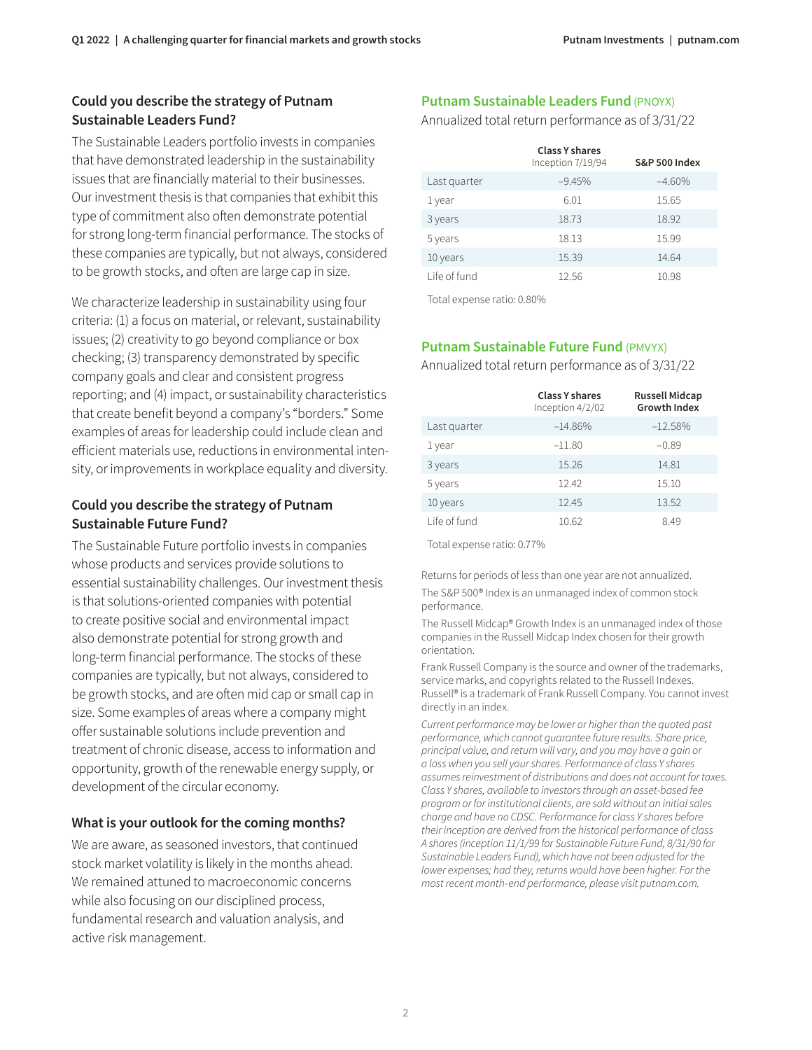## Could you describe the strategy of Putnam Sustainable Leaders Fund?

The Sustainable Leaders portfolio invests in companies that have demonstrated leadership in the sustainability issues that are financially material to their businesses. Our investment thesis is that companies that exhibit this type of commitment also often demonstrate potential for strong long-term financial performance. The stocks of these companies are typically, but not always, considered to be growth stocks, and often are large cap in size.

We characterize leadership in sustainability using four criteria: (1) a focus on material, or relevant, sustainability issues; (2) creativity to go beyond compliance or box checking; (3) transparency demonstrated by specific company goals and clear and consistent progress reporting; and (4) impact, or sustainability characteristics that create benefit beyond a company's "borders." Some examples of areas for leadership could include clean and efficient materials use, reductions in environmental intensity, or improvements in workplace equality and diversity.

## Could you describe the strategy of Putnam Sustainable Future Fund?

The Sustainable Future portfolio invests in companies whose products and services provide solutions to essential sustainability challenges. Our investment thesis is that solutions-oriented companies with potential to create positive social and environmental impact also demonstrate potential for strong growth and long-term financial performance. The stocks of these companies are typically, but not always, considered to be growth stocks, and are often mid cap or small cap in size. Some examples of areas where a company might offer sustainable solutions include prevention and treatment of chronic disease, access to information and opportunity, growth of the renewable energy supply, or development of the circular economy.

## What is your outlook for the coming months?

We are aware, as seasoned investors, that continued stock market volatility is likely in the months ahead. We remained attuned to macroeconomic concerns while also focusing on our disciplined process, fundamental research and valuation analysis, and active risk management.

### Putnam Sustainable Leaders Fund (PNOYX)

Annualized total return performance as of 3/31/22

| | Class Y shares Inception 7/19/94 | S&P 500 Index |
|---|---|---|
| Last quarter | –9.45% | –4.60% |
| 1 year | 6.01 | 15.65 |
| 3 years | 18.73 | 18.92 |
| 5 years | 18.13 | 15.99 |
| 10 years | 15.39 | 14.64 |
| Life of fund | 12.56 | 10.98 |

Total expense ratio: 0.80%

### Putnam Sustainable Future Fund (PMVYX)

Annualized total return performance as of 3/31/22

| | Class Y shares Inception 4/2/02 | Russell Midcap Growth Index |
|---|---|---|
| Last quarter | –14.86% | –12.58% |
| 1 year | –11.80 | –0.89 |
| 3 years | 15.26 | 14.81 |
| 5 years | 12.42 | 15.10 |
| 10 years | 12.45 | 13.52 |
| Life of fund | 10.62 | 8.49 |

Total expense ratio: 0.77%

Returns for periods of less than one year are not annualized.

The S&P 500® Index is an unmanaged index of common stock performance.

The Russell Midcap® Growth Index is an unmanaged index of those companies in the Russell Midcap Index chosen for their growth orientation.

Frank Russell Company is the source and owner of the trademarks, service marks, and copyrights related to the Russell Indexes. Russell® is a trademark of Frank Russell Company. You cannot invest directly in an index.

*Current performance may be lower or higher than the quoted past performance, which cannot guarantee future results. Share price, principal value, and return will vary, and you may have a gain or a loss when you sell your shares. Performance of class Y shares assumes reinvestment of distributions and does not account for taxes. Class Y shares, available to investors through an asset-based fee program or for institutional clients, are sold without an initial sales charge and have no CDSC. Performance for class Y shares before their inception are derived from the historical performance of class A shares (inception 11/1/99 for Sustainable Future Fund, 8/31/90 for Sustainable Leaders Fund), which have not been adjusted for the lower expenses; had they, returns would have been higher. For the most recent month-end performance, please visit putnam.com.*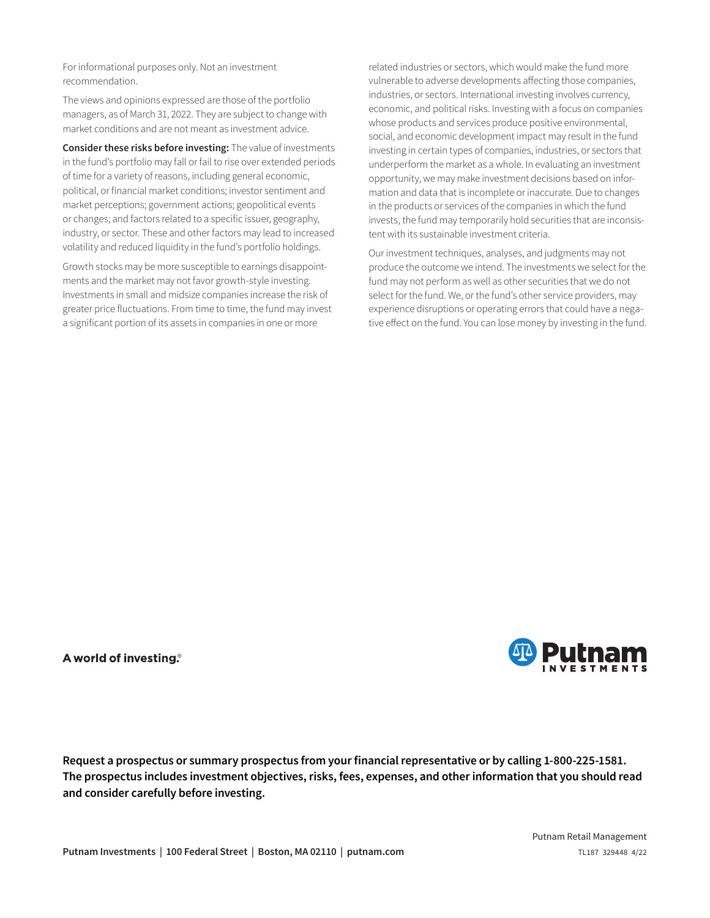For informational purposes only. Not an investment recommendation.

The views and opinions expressed are those of the portfolio managers, as of March 31, 2022. They are subject to change with market conditions and are not meant as investment advice.

**Consider these risks before investing:** The value of investments in the fund's portfolio may fall or fail to rise over extended periods of time for a variety of reasons, including general economic, political, or financial market conditions; investor sentiment and market perceptions; government actions; geopolitical events or changes; and factors related to a specific issuer, geography, industry, or sector. These and other factors may lead to increased volatility and reduced liquidity in the fund's portfolio holdings.

Growth stocks may be more susceptible to earnings disappointments and the market may not favor growth-style investing. Investments in small and midsize companies increase the risk of greater price fluctuations. From time to time, the fund may invest a significant portion of its assets in companies in one or more related industries or sectors, which would make the fund more vulnerable to adverse developments affecting those companies, industries, or sectors. International investing involves currency, economic, and political risks. Investing with a focus on companies whose products and services produce positive environmental, social, and economic development impact may result in the fund investing in certain types of companies, industries, or sectors that underperform the market as a whole. In evaluating an investment opportunity, we may make investment decisions based on information and data that is incomplete or inaccurate. Due to changes in the products or services of the companies in which the fund invests, the fund may temporarily hold securities that are inconsistent with its sustainable investment criteria.

Our investment techniques, analyses, and judgments may not produce the outcome we intend. The investments we select for the fund may not perform as well as other securities that we do not select for the fund. We, or the fund's other service providers, may experience disruptions or operating errors that could have a negative effect on the fund. You can lose money by investing in the fund.

**A world of investing.®**

Putnam INVESTMENTS

**Request a prospectus or summary prospectus from your financial representative or by calling 1-800-225-1581. The prospectus includes investment objectives, risks, fees, expenses, and other information that you should read and consider carefully before investing.**

Putnam Retail Management

**Putnam Investments | 100 Federal Street | Boston, MA 02110 | putnam.com**

TL187 329448 4/22